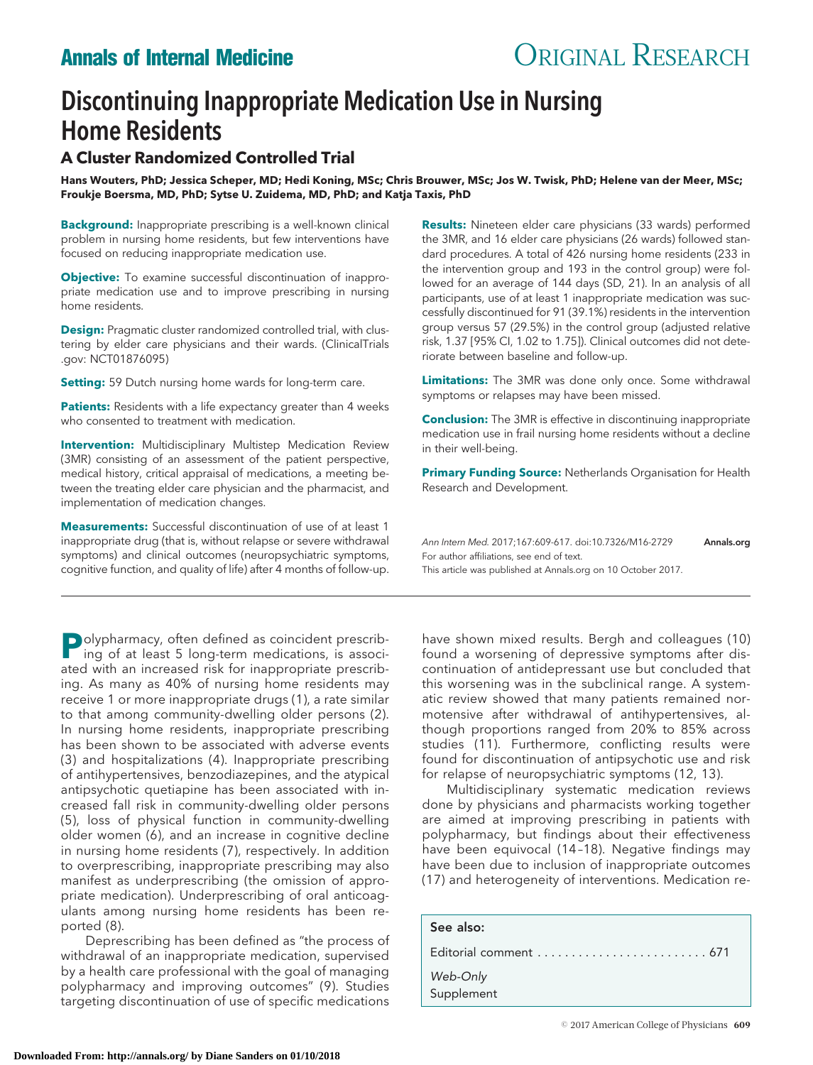# Discontinuing Inappropriate Medication Use in Nursing Home Residents

## A Cluster Randomized Controlled Trial

**Hans Wouters, PhD; Jessica Scheper, MD; Hedi Koning, MSc; Chris Brouwer, MSc; Jos W. Twisk, PhD; Helene van der Meer, MSc; Froukje Boersma, MD, PhD; Sytse U. Zuidema, MD, PhD; and Katja Taxis, PhD**

**Background:** Inappropriate prescribing is a well-known clinical problem in nursing home residents, but few interventions have focused on reducing inappropriate medication use.

**Objective:** To examine successful discontinuation of inappropriate medication use and to improve prescribing in nursing home residents.

**Design:** Pragmatic cluster randomized controlled trial, with clustering by elder care physicians and their wards. (ClinicalTrials.gov: NCT01876095)

**Setting:** 59 Dutch nursing home wards for long-term care.

**Patients:** Residents with a life expectancy greater than 4 weeks who consented to treatment with medication.

**Intervention:** Multidisciplinary Multistep Medication Review (3MR) consisting of an assessment of the patient perspective, medical history, critical appraisal of medications, a meeting between the treating elder care physician and the pharmacist, and implementation of medication changes.

**Measurements:** Successful discontinuation of use of at least 1 inappropriate drug (that is, without relapse or severe withdrawal symptoms) and clinical outcomes (neuropsychiatric symptoms, cognitive function, and quality of life) after 4 months of follow-up.

**Results:** Nineteen elder care physicians (33 wards) performed the 3MR, and 16 elder care physicians (26 wards) followed standard procedures. A total of 426 nursing home residents (233 in the intervention group and 193 in the control group) were followed for an average of 144 days (SD, 21). In an analysis of all participants, use of at least 1 inappropriate medication was successfully discontinued for 91 (39.1%) residents in the intervention group versus 57 (29.5%) in the control group (adjusted relative risk, 1.37 [95% CI, 1.02 to 1.75]). Clinical outcomes did not deteriorate between baseline and follow-up.

**Limitations:** The 3MR was done only once. Some withdrawal symptoms or relapses may have been missed.

**Conclusion:** The 3MR is effective in discontinuing inappropriate medication use in frail nursing home residents without a decline in their well-being.

**Primary Funding Source:** Netherlands Organisation for Health Research and Development.

*Ann Intern Med.* 2017;167:609-617. doi:10.7326/M16-2729 **Annals.org**
For author affiliations, see end of text.
This article was published at Annals.org on 10 October 2017.

Polypharmacy, often defined as coincident prescribing of at least 5 long-term medications, is associated with an increased risk for inappropriate prescribing. As many as 40% of nursing home residents may receive 1 or more inappropriate drugs (1), a rate similar to that among community-dwelling older persons (2). In nursing home residents, inappropriate prescribing has been shown to be associated with adverse events (3) and hospitalizations (4). Inappropriate prescribing of antihypertensives, benzodiazepines, and the atypical antipsychotic quetiapine has been associated with increased fall risk in community-dwelling older persons (5), loss of physical function in community-dwelling older women (6), and an increase in cognitive decline in nursing home residents (7), respectively. In addition to overprescribing, inappropriate prescribing may also manifest as underprescribing (the omission of appropriate medication). Underprescribing of oral anticoagulants among nursing home residents has been reported (8).

Deprescribing has been defined as "the process of withdrawal of an inappropriate medication, supervised by a health care professional with the goal of managing polypharmacy and improving outcomes" (9). Studies targeting discontinuation of use of specific medications have shown mixed results. Bergh and colleagues (10) found a worsening of depressive symptoms after discontinuation of antidepressant use but concluded that this worsening was in the subclinical range. A systematic review showed that many patients remained normotensive after withdrawal of antihypertensives, although proportions ranged from 20% to 85% across studies (11). Furthermore, conflicting results were found for discontinuation of antipsychotic use and risk for relapse of neuropsychiatric symptoms (12, 13).

Multidisciplinary systematic medication reviews done by physicians and pharmacists working together are aimed at improving prescribing in patients with polypharmacy, but findings about their effectiveness have been equivocal (14–18). Negative findings may have been due to inclusion of inappropriate outcomes (17) and heterogeneity of interventions. Medication re-

**See also:**

Editorial comment . . . . . . . . . . . . . . . . . . . . . . . . . 671

*Web-Only*
Supplement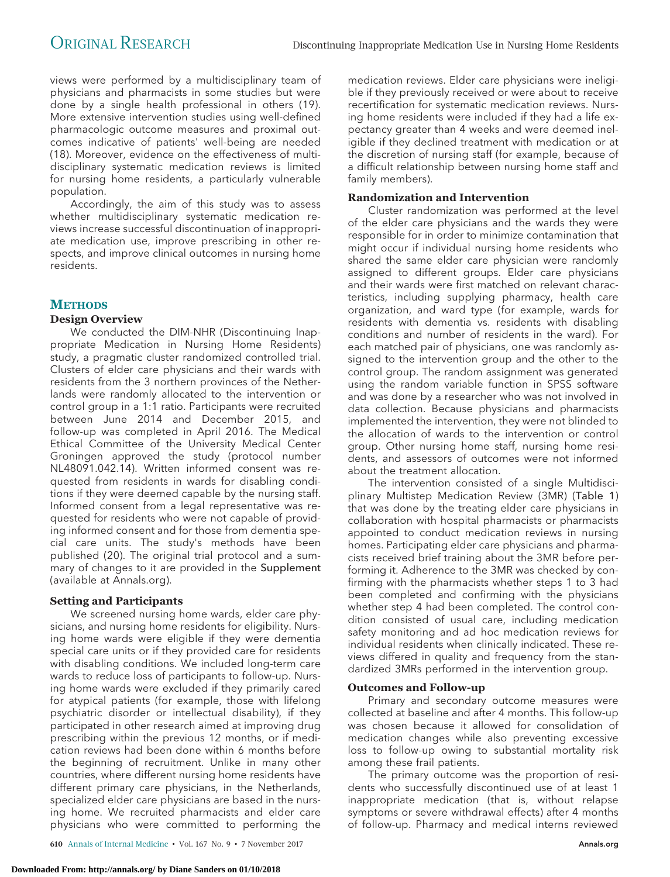views were performed by a multidisciplinary team of physicians and pharmacists in some studies but were done by a single health professional in others (19). More extensive intervention studies using well-defined pharmacologic outcome measures and proximal outcomes indicative of patients' well-being are needed (18). Moreover, evidence on the effectiveness of multidisciplinary systematic medication reviews is limited for nursing home residents, a particularly vulnerable population.

Accordingly, the aim of this study was to assess whether multidisciplinary systematic medication reviews increase successful discontinuation of inappropriate medication use, improve prescribing in other respects, and improve clinical outcomes in nursing home residents.

## METHODS

### Design Overview

We conducted the DIM-NHR (Discontinuing Inappropriate Medication in Nursing Home Residents) study, a pragmatic cluster randomized controlled trial. Clusters of elder care physicians and their wards with residents from the 3 northern provinces of the Netherlands were randomly allocated to the intervention or control group in a 1:1 ratio. Participants were recruited between June 2014 and December 2015, and follow-up was completed in April 2016. The Medical Ethical Committee of the University Medical Center Groningen approved the study (protocol number NL48091.042.14). Written informed consent was requested from residents in wards for disabling conditions if they were deemed capable by the nursing staff. Informed consent from a legal representative was requested for residents who were not capable of providing informed consent and for those from dementia special care units. The study's methods have been published (20). The original trial protocol and a summary of changes to it are provided in the Supplement (available at Annals.org).

### Setting and Participants

We screened nursing home wards, elder care physicians, and nursing home residents for eligibility. Nursing home wards were eligible if they were dementia special care units or if they provided care for residents with disabling conditions. We included long-term care wards to reduce loss of participants to follow-up. Nursing home wards were excluded if they primarily cared for atypical patients (for example, those with lifelong psychiatric disorder or intellectual disability), if they participated in other research aimed at improving drug prescribing within the previous 12 months, or if medication reviews had been done within 6 months before the beginning of recruitment. Unlike in many other countries, where different nursing home residents have different primary care physicians, in the Netherlands, specialized elder care physicians are based in the nursing home. We recruited pharmacists and elder care physicians who were committed to performing the medication reviews. Elder care physicians were ineligible if they previously received or were about to receive recertification for systematic medication reviews. Nursing home residents were included if they had a life expectancy greater than 4 weeks and were deemed ineligible if they declined treatment with medication or at the discretion of nursing staff (for example, because of a difficult relationship between nursing home staff and family members).

### Randomization and Intervention

Cluster randomization was performed at the level of the elder care physicians and the wards they were responsible for in order to minimize contamination that might occur if individual nursing home residents who shared the same elder care physician were randomly assigned to different groups. Elder care physicians and their wards were first matched on relevant characteristics, including supplying pharmacy, health care organization, and ward type (for example, wards for residents with dementia vs. residents with disabling conditions and number of residents in the ward). For each matched pair of physicians, one was randomly assigned to the intervention group and the other to the control group. The random assignment was generated using the random variable function in SPSS software and was done by a researcher who was not involved in data collection. Because physicians and pharmacists implemented the intervention, they were not blinded to the allocation of wards to the intervention or control group. Other nursing home staff, nursing home residents, and assessors of outcomes were not informed about the treatment allocation.

The intervention consisted of a single Multidisciplinary Multistep Medication Review (3MR) (Table 1) that was done by the treating elder care physicians in collaboration with hospital pharmacists or pharmacists appointed to conduct medication reviews in nursing homes. Participating elder care physicians and pharmacists received brief training about the 3MR before performing it. Adherence to the 3MR was checked by confirming with the pharmacists whether steps 1 to 3 had been completed and confirming with the physicians whether step 4 had been completed. The control condition consisted of usual care, including medication safety monitoring and ad hoc medication reviews for individual residents when clinically indicated. These reviews differed in quality and frequency from the standardized 3MRs performed in the intervention group.

### Outcomes and Follow-up

Primary and secondary outcome measures were collected at baseline and after 4 months. This follow-up was chosen because it allowed for consolidation of medication changes while also preventing excessive loss to follow-up owing to substantial mortality risk among these frail patients.

The primary outcome was the proportion of residents who successfully discontinued use of at least 1 inappropriate medication (that is, without relapse symptoms or severe withdrawal effects) after 4 months of follow-up. Pharmacy and medical interns reviewed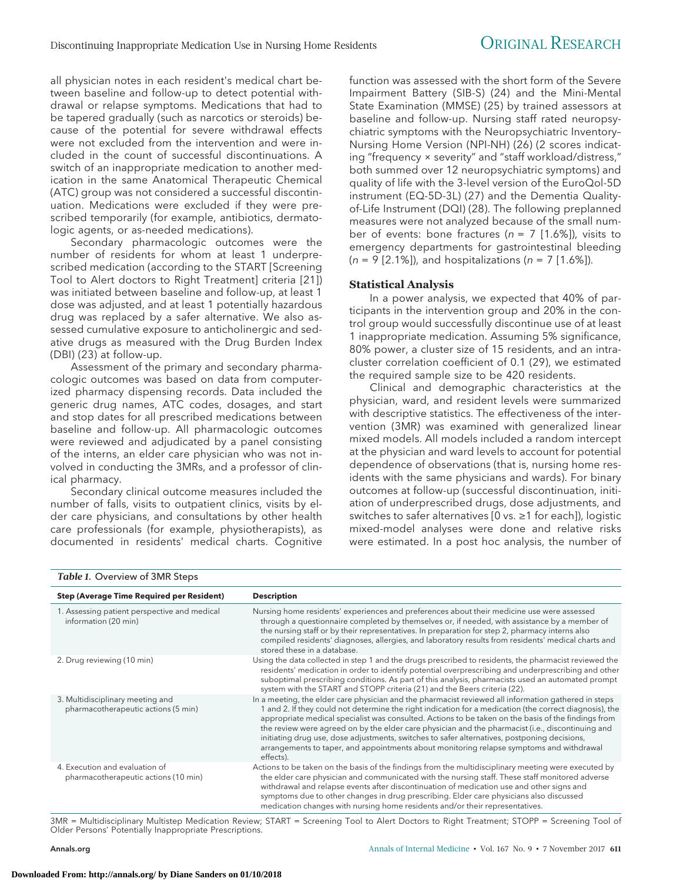all physician notes in each resident's medical chart between baseline and follow-up to detect potential withdrawal or relapse symptoms. Medications that had to be tapered gradually (such as narcotics or steroids) because of the potential for severe withdrawal effects were not excluded from the intervention and were included in the count of successful discontinuations. A switch of an inappropriate medication to another medication in the same Anatomical Therapeutic Chemical (ATC) group was not considered a successful discontinuation. Medications were excluded if they were prescribed temporarily (for example, antibiotics, dermatologic agents, or as-needed medications).

Secondary pharmacologic outcomes were the number of residents for whom at least 1 underprescribed medication (according to the START [Screening Tool to Alert doctors to Right Treatment] criteria [21]) was initiated between baseline and follow-up, at least 1 dose was adjusted, and at least 1 potentially hazardous drug was replaced by a safer alternative. We also assessed cumulative exposure to anticholinergic and sedative drugs as measured with the Drug Burden Index (DBI) (23) at follow-up.

Assessment of the primary and secondary pharmacologic outcomes was based on data from computerized pharmacy dispensing records. Data included the generic drug names, ATC codes, dosages, and start and stop dates for all prescribed medications between baseline and follow-up. All pharmacologic outcomes were reviewed and adjudicated by a panel consisting of the interns, an elder care physician who was not involved in conducting the 3MRs, and a professor of clinical pharmacy.

Secondary clinical outcome measures included the number of falls, visits to outpatient clinics, visits by elder care physicians, and consultations by other health care professionals (for example, physiotherapists), as documented in residents' medical charts. Cognitive function was assessed with the short form of the Severe Impairment Battery (SIB-S) (24) and the Mini-Mental State Examination (MMSE) (25) by trained assessors at baseline and follow-up. Nursing staff rated neuropsychiatric symptoms with the Neuropsychiatric Inventory–Nursing Home Version (NPI-NH) (26) (2 scores indicating "frequency × severity" and "staff workload/distress," both summed over 12 neuropsychiatric symptoms) and quality of life with the 3-level version of the EuroQol-5D instrument (EQ-5D-3L) (27) and the Dementia Quality-of-Life Instrument (DQI) (28). The following preplanned measures were not analyzed because of the small number of events: bone fractures ($n$ = 7 [1.6%]), visits to emergency departments for gastrointestinal bleeding ($n$ = 9 [2.1%]), and hospitalizations ($n$ = 7 [1.6%]).

### Statistical Analysis

In a power analysis, we expected that 40% of participants in the intervention group and 20% in the control group would successfully discontinue use of at least 1 inappropriate medication. Assuming 5% significance, 80% power, a cluster size of 15 residents, and an intracluster correlation coefficient of 0.1 (29), we estimated the required sample size to be 420 residents.

Clinical and demographic characteristics at the physician, ward, and resident levels were summarized with descriptive statistics. The effectiveness of the intervention (3MR) was examined with generalized linear mixed models. All models included a random intercept at the physician and ward levels to account for potential dependence of observations (that is, nursing home residents with the same physicians and wards). For binary outcomes at follow-up (successful discontinuation, initiation of underprescribed drugs, dose adjustments, and switches to safer alternatives [0 vs. ≥1 for each]), logistic mixed-model analyses were done and relative risks were estimated. In a post hoc analysis, the number of

*Table 1.* Overview of 3MR Steps

| Step (Average Time Required per Resident) | Description |
|---|---|
| 1. Assessing patient perspective and medical information (20 min) | Nursing home residents' experiences and preferences about their medicine use were assessed through a questionnaire completed by themselves or, if needed, with assistance by a member of the nursing staff or by their representatives. In preparation for step 2, pharmacy interns also compiled residents' diagnoses, allergies, and laboratory results from residents' medical charts and stored these in a database. |
| 2. Drug reviewing (10 min) | Using the data collected in step 1 and the drugs prescribed to residents, the pharmacist reviewed the residents' medication in order to identify potential overprescribing and underprescribing and other suboptimal prescribing conditions. As part of this analysis, pharmacists used an automated prompt system with the START and STOPP criteria (21) and the Beers criteria (22). |
| 3. Multidisciplinary meeting and pharmacotherapeutic actions (5 min) | In a meeting, the elder care physician and the pharmacist reviewed all information gathered in steps 1 and 2. If they could not determine the right indication for a medication (the correct diagnosis), the appropriate medical specialist was consulted. Actions to be taken on the basis of the findings from the review were agreed on by the elder care physician and the pharmacist (i.e., discontinuing and initiating drug use, dose adjustments, switches to safer alternatives, postponing decisions, arrangements to taper, and appointments about monitoring relapse symptoms and withdrawal effects). |
| 4. Execution and evaluation of pharmacotherapeutic actions (10 min) | Actions to be taken on the basis of the findings from the multidisciplinary meeting were executed by the elder care physician and communicated with the nursing staff. These staff monitored adverse withdrawal and relapse events after discontinuation of medication use and other signs and symptoms due to other changes in drug prescribing. Elder care physicians also discussed medication changes with nursing home residents and/or their representatives. |

3MR = Multidisciplinary Multistep Medication Review; START = Screening Tool to Alert Doctors to Right Treatment; STOPP = Screening Tool of Older Persons' Potentially Inappropriate Prescriptions.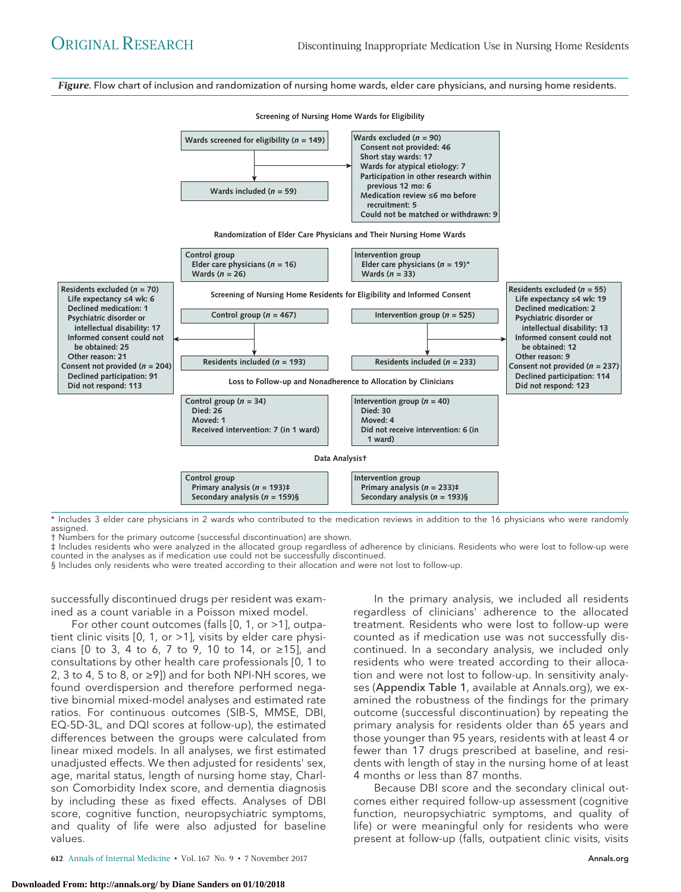*Figure.* Flow chart of inclusion and randomization of nursing home wards, elder care physicians, and nursing home residents.

**Screening of Nursing Home Wards for Eligibility**

**Wards screened for eligibility (n = 149)**

**Wards excluded (n = 90)**
- Consent not provided: 46
- Short stay wards: 17
- Wards for atypical etiology: 7
- Participation in other research within previous 12 mo: 6
- Medication review ≤6 mo before recruitment: 5
- Could not be matched or withdrawn: 9

**Wards included (n = 59)**

**Randomization of Elder Care Physicians and Their Nursing Home Wards**

**Control group**
- Elder care physicians (n = 16)
- Wards (n = 26)

**Intervention group**
- Elder care physicians (n = 19)*
- Wards (n = 33)

**Screening of Nursing Home Residents for Eligibility and Informed Consent**

**Control group (n = 467)**

**Residents excluded (n = 70)**
- Life expectancy ≤4 wk: 6
- Declined medication: 1
- Psychiatric disorder or intellectual disability: 17
- Informed consent could not be obtained: 25
- Other reason: 21

**Consent not provided (n = 204)**
- Declined participation: 91
- Did not respond: 113

**Residents included (n = 193)**

**Intervention group (n = 525)**

**Residents excluded (n = 55)**
- Life expectancy ≤4 wk: 19
- Declined medication: 2
- Psychiatric disorder or intellectual disability: 13
- Informed consent could not be obtained: 12
- Other reason: 9

**Consent not provided (n = 237)**
- Declined participation: 114
- Did not respond: 123

**Residents included (n = 233)**

**Loss to Follow-up and Nonadherence to Allocation by Clinicians**

**Control group (n = 34)**
- Died: 26
- Moved: 1
- Received intervention: 7 (in 1 ward)

**Intervention group (n = 40)**
- Died: 30
- Moved: 4
- Did not receive intervention: 6 (in 1 ward)

**Data Analysis†**

**Control group**
- Primary analysis (n = 193)‡
- Secondary analysis (n = 159)§

**Intervention group**
- Primary analysis (n = 233)‡
- Secondary analysis (n = 193)§

\* Includes 3 elder care physicians in 2 wards who contributed to the medication reviews in addition to the 16 physicians who were randomly assigned.
† Numbers for the primary outcome (successful discontinuation) are shown.
‡ Includes residents who were analyzed in the allocated group regardless of adherence by clinicians. Residents who were lost to follow-up were counted in the analyses as if medication use could not be successfully discontinued.
§ Includes only residents who were treated according to their allocation and were not lost to follow-up.

successfully discontinued drugs per resident was examined as a count variable in a Poisson mixed model.

For other count outcomes (falls [0, 1, or >1], outpatient clinic visits [0, 1, or >1], visits by elder care physicians [0 to 3, 4 to 6, 7 to 9, 10 to 14, or ≥15], and consultations by other health care professionals [0, 1 to 2, 3 to 4, 5 to 8, or ≥9]) and for both NPI-NH scores, we found overdispersion and therefore performed negative binomial mixed-model analyses and estimated rate ratios. For continuous outcomes (SIB-S, MMSE, DBI, EQ-5D-3L, and DQI scores at follow-up), the estimated differences between the groups were calculated from linear mixed models. In all analyses, we first estimated unadjusted effects. We then adjusted for residents' sex, age, marital status, length of nursing home stay, Charlson Comorbidity Index score, and dementia diagnosis by including these as fixed effects. Analyses of DBI score, cognitive function, neuropsychiatric symptoms, and quality of life were also adjusted for baseline values.

In the primary analysis, we included all residents regardless of clinicians' adherence to the allocated treatment. Residents who were lost to follow-up were counted as if medication use was not successfully discontinued. In a secondary analysis, we included only residents who were treated according to their allocation and were not lost to follow-up. In sensitivity analyses (Appendix Table 1, available at Annals.org), we examined the robustness of the findings for the primary outcome (successful discontinuation) by repeating the primary analysis for residents older than 65 years and those younger than 95 years, residents with at least 4 or fewer than 17 drugs prescribed at baseline, and residents with length of stay in the nursing home of at least 4 months or less than 87 months.

Because DBI score and the secondary clinical outcomes either required follow-up assessment (cognitive function, neuropsychiatric symptoms, and quality of life) or were meaningful only for residents who were present at follow-up (falls, outpatient clinic visits, visits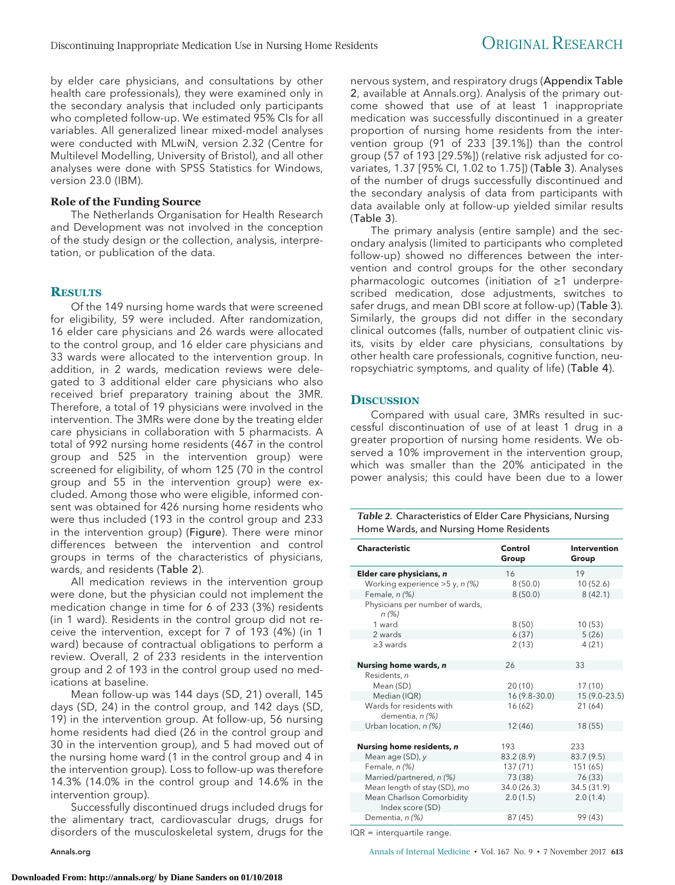by elder care physicians, and consultations by other health care professionals), they were examined only in the secondary analysis that included only participants who completed follow-up. We estimated 95% CIs for all variables. All generalized linear mixed-model analyses were conducted with MLwiN, version 2.32 (Centre for Multilevel Modelling, University of Bristol), and all other analyses were done with SPSS Statistics for Windows, version 23.0 (IBM).

### Role of the Funding Source

The Netherlands Organisation for Health Research and Development was not involved in the conception of the study design or the collection, analysis, interpretation, or publication of the data.

## Results

Of the 149 nursing home wards that were screened for eligibility, 59 were included. After randomization, 16 elder care physicians and 26 wards were allocated to the control group, and 16 elder care physicians and 33 wards were allocated to the intervention group. In addition, in 2 wards, medication reviews were delegated to 3 additional elder care physicians who also received brief preparatory training about the 3MR. Therefore, a total of 19 physicians were involved in the intervention. The 3MRs were done by the treating elder care physicians in collaboration with 5 pharmacists. A total of 992 nursing home residents (467 in the control group and 525 in the intervention group) were screened for eligibility, of whom 125 (70 in the control group and 55 in the intervention group) were excluded. Among those who were eligible, informed consent was obtained for 426 nursing home residents who were thus included (193 in the control group and 233 in the intervention group) (Figure). There were minor differences between the intervention and control groups in terms of the characteristics of physicians, wards, and residents (Table 2).

All medication reviews in the intervention group were done, but the physician could not implement the medication change in time for 6 of 233 (3%) residents (in 1 ward). Residents in the control group did not receive the intervention, except for 7 of 193 (4%) (in 1 ward) because of contractual obligations to perform a review. Overall, 2 of 233 residents in the intervention group and 2 of 193 in the control group used no medications at baseline.

Mean follow-up was 144 days (SD, 21) overall, 145 days (SD, 24) in the control group, and 142 days (SD, 19) in the intervention group. At follow-up, 56 nursing home residents had died (26 in the control group and 30 in the intervention group), and 5 had moved out of the nursing home ward (1 in the control group and 4 in the intervention group). Loss to follow-up was therefore 14.3% (14.0% in the control group and 14.6% in the intervention group).

Successfully discontinued drugs included drugs for the alimentary tract, cardiovascular drugs, drugs for disorders of the musculoskeletal system, drugs for the nervous system, and respiratory drugs (Appendix Table 2, available at Annals.org). Analysis of the primary outcome showed that use of at least 1 inappropriate medication was successfully discontinued in a greater proportion of nursing home residents from the intervention group (91 of 233 [39.1%]) than the control group (57 of 193 [29.5%]) (relative risk adjusted for covariates, 1.37 [95% CI, 1.02 to 1.75]) (Table 3). Analyses of the number of drugs successfully discontinued and the secondary analysis of data from participants with data available only at follow-up yielded similar results (Table 3).

The primary analysis (entire sample) and the secondary analysis (limited to participants who completed follow-up) showed no differences between the intervention and control groups for the other secondary pharmacologic outcomes (initiation of ≥1 underprescribed medication, dose adjustments, switches to safer drugs, and mean DBI score at follow-up) (Table 3). Similarly, the groups did not differ in the secondary clinical outcomes (falls, number of outpatient clinic visits, visits by elder care physicians, consultations by other health care professionals, cognitive function, neuropsychiatric symptoms, and quality of life) (Table 4).

## Discussion

Compared with usual care, 3MRs resulted in successful discontinuation of use of at least 1 drug in a greater proportion of nursing home residents. We observed a 10% improvement in the intervention group, which was smaller than the 20% anticipated in the power analysis; this could have been due to a lower

*Table 2.* Characteristics of Elder Care Physicians, Nursing Home Wards, and Nursing Home Residents

| Characteristic | Control Group | Intervention Group |
|---|---|---|
| **Elder care physicians, *n*** | 16 | 19 |
| Working experience >5 y, *n (%)* | 8 (50.0) | 10 (52.6) |
| Female, *n (%)* | 8 (50.0) | 8 (42.1) |
| Physicians per number of wards, *n (%)* | | |
| 1 ward | 8 (50) | 10 (53) |
| 2 wards | 6 (37) | 5 (26) |
| ≥3 wards | 2 (13) | 4 (21) |
| **Nursing home wards, *n*** | 26 | 33 |
| Residents, *n* | | |
| Mean (SD) | 20 (10) | 17 (10) |
| Median (IQR) | 16 (9.8–30.0) | 15 (9.0–23.5) |
| Wards for residents with dementia, *n (%)* | 16 (62) | 21 (64) |
| Urban location, *n (%)* | 12 (46) | 18 (55) |
| **Nursing home residents, *n*** | 193 | 233 |
| Mean age (SD), *y* | 83.2 (8.9) | 83.7 (9.5) |
| Female, *n (%)* | 137 (71) | 151 (65) |
| Married/partnered, *n (%)* | 73 (38) | 76 (33) |
| Mean length of stay (SD), *mo* | 34.0 (26.3) | 34.5 (31.9) |
| Mean Charlson Comorbidity Index score (SD) | 2.0 (1.5) | 2.0 (1.4) |
| Dementia, *n (%)* | 87 (45) | 99 (43) |

IQR = interquartile range.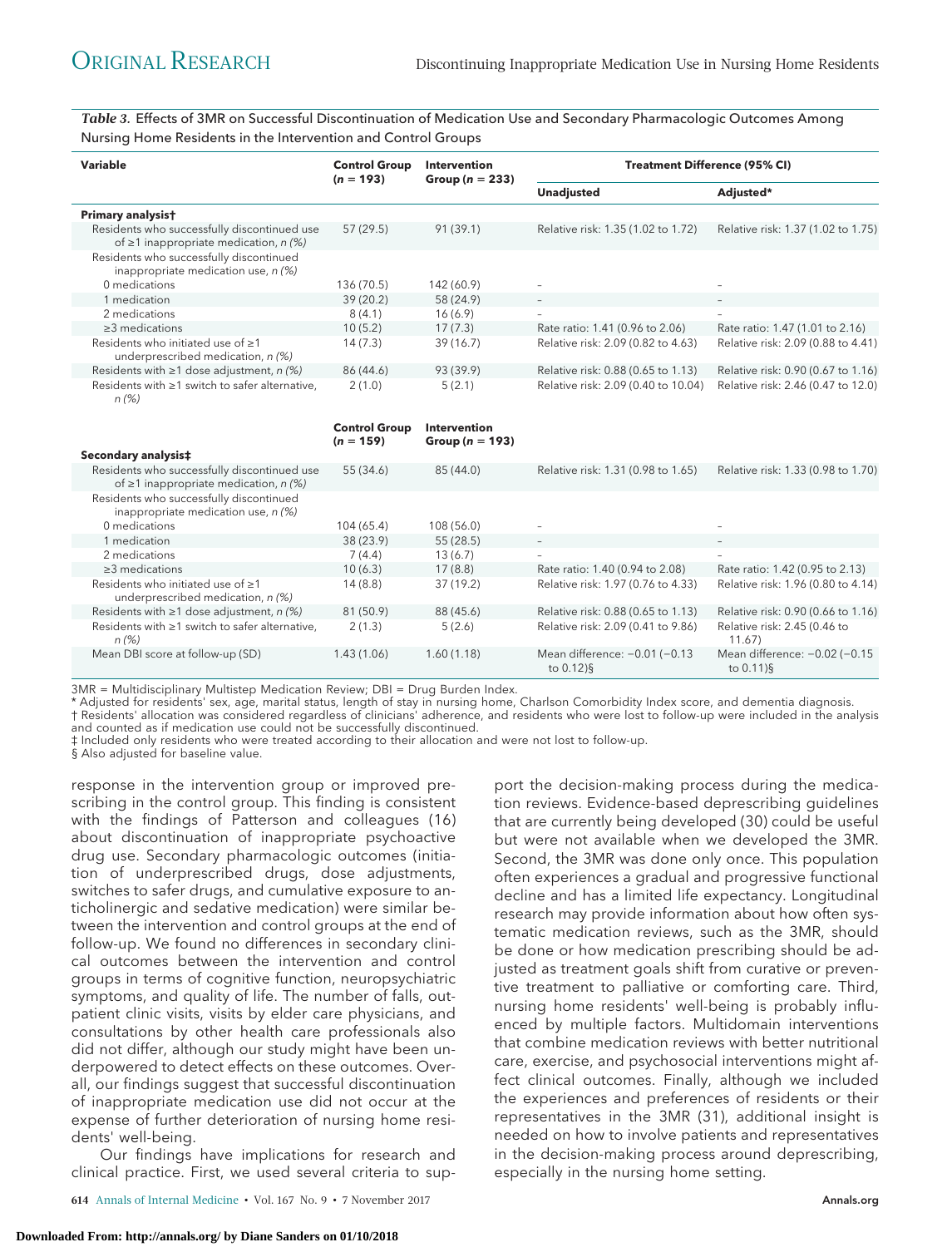*Table 3.* Effects of 3MR on Successful Discontinuation of Medication Use and Secondary Pharmacologic Outcomes Among Nursing Home Residents in the Intervention and Control Groups

| Variable | Control Group (n = 193) | Intervention Group (n = 233) | Treatment Difference (95% CI) | |
|---|---|---|---|---|
| | | | Unadjusted | Adjusted* |
| **Primary analysis†** | | | | |
| Residents who successfully discontinued use of ≥1 inappropriate medication, n (%) | 57 (29.5) | 91 (39.1) | Relative risk: 1.35 (1.02 to 1.72) | Relative risk: 1.37 (1.02 to 1.75) |
| Residents who successfully discontinued inappropriate medication use, n (%) | | | | |
| 0 medications | 136 (70.5) | 142 (60.9) | – | – |
| 1 medication | 39 (20.2) | 58 (24.9) | – | – |
| 2 medications | 8 (4.1) | 16 (6.9) | – | – |
| ≥3 medications | 10 (5.2) | 17 (7.3) | Rate ratio: 1.41 (0.96 to 2.06) | Rate ratio: 1.47 (1.01 to 2.16) |
| Residents who initiated use of ≥1 underprescribed medication, n (%) | 14 (7.3) | 39 (16.7) | Relative risk: 2.09 (0.82 to 4.63) | Relative risk: 2.09 (0.88 to 4.41) |
| Residents with ≥1 dose adjustment, n (%) | 86 (44.6) | 93 (39.9) | Relative risk: 0.88 (0.65 to 1.13) | Relative risk: 0.90 (0.67 to 1.16) |
| Residents with ≥1 switch to safer alternative, n (%) | 2 (1.0) | 5 (2.1) | Relative risk: 2.09 (0.40 to 10.04) | Relative risk: 2.46 (0.47 to 12.0) |
| | **Control Group (n = 159)** | **Intervention Group (n = 193)** | | |
| **Secondary analysis‡** | | | | |
| Residents who successfully discontinued use of ≥1 inappropriate medication, n (%) | 55 (34.6) | 85 (44.0) | Relative risk: 1.31 (0.98 to 1.65) | Relative risk: 1.33 (0.98 to 1.70) |
| Residents who successfully discontinued inappropriate medication use, n (%) | | | | |
| 0 medications | 104 (65.4) | 108 (56.0) | – | – |
| 1 medication | 38 (23.9) | 55 (28.5) | – | – |
| 2 medications | 7 (4.4) | 13 (6.7) | – | – |
| ≥3 medications | 10 (6.3) | 17 (8.8) | Rate ratio: 1.40 (0.94 to 2.08) | Rate ratio: 1.42 (0.95 to 2.13) |
| Residents who initiated use of ≥1 underprescribed medication, n (%) | 14 (8.8) | 37 (19.2) | Relative risk: 1.97 (0.76 to 4.33) | Relative risk: 1.96 (0.80 to 4.14) |
| Residents with ≥1 dose adjustment, n (%) | 81 (50.9) | 88 (45.6) | Relative risk: 0.88 (0.65 to 1.13) | Relative risk: 0.90 (0.66 to 1.16) |
| Residents with ≥1 switch to safer alternative, n (%) | 2 (1.3) | 5 (2.6) | Relative risk: 2.09 (0.41 to 9.86) | Relative risk: 2.45 (0.46 to 11.67) |
| Mean DBI score at follow-up (SD) | 1.43 (1.06) | 1.60 (1.18) | Mean difference: −0.01 (−0.13 to 0.12)§ | Mean difference: −0.02 (−0.15 to 0.11)§ |

3MR = Multidisciplinary Multistep Medication Review; DBI = Drug Burden Index.
\* Adjusted for residents' sex, age, marital status, length of stay in nursing home, Charlson Comorbidity Index score, and dementia diagnosis.
† Residents' allocation was considered regardless of clinicians' adherence, and residents who were lost to follow-up were included in the analysis and counted as if medication use could not be successfully discontinued.
‡ Included only residents who were treated according to their allocation and were not lost to follow-up.
§ Also adjusted for baseline value.

response in the intervention group or improved prescribing in the control group. This finding is consistent with the findings of Patterson and colleagues (16) about discontinuation of inappropriate psychoactive drug use. Secondary pharmacologic outcomes (initiation of underprescribed drugs, dose adjustments, switches to safer drugs, and cumulative exposure to anticholinergic and sedative medication) were similar between the intervention and control groups at the end of follow-up. We found no differences in secondary clinical outcomes between the intervention and control groups in terms of cognitive function, neuropsychiatric symptoms, and quality of life. The number of falls, outpatient clinic visits, visits by elder care physicians, and consultations by other health care professionals also did not differ, although our study might have been underpowered to detect effects on these outcomes. Overall, our findings suggest that successful discontinuation of inappropriate medication use did not occur at the expense of further deterioration of nursing home residents' well-being.

Our findings have implications for research and clinical practice. First, we used several criteria to support the decision-making process during the medication reviews. Evidence-based deprescribing guidelines that are currently being developed (30) could be useful but were not available when we developed the 3MR. Second, the 3MR was done only once. This population often experiences a gradual and progressive functional decline and has a limited life expectancy. Longitudinal research may provide information about how often systematic medication reviews, such as the 3MR, should be done or how medication prescribing should be adjusted as treatment goals shift from curative or preventive treatment to palliative or comforting care. Third, nursing home residents' well-being is probably influenced by multiple factors. Multidomain interventions that combine medication reviews with better nutritional care, exercise, and psychosocial interventions might affect clinical outcomes. Finally, although we included the experiences and preferences of residents or their representatives in the 3MR (31), additional insight is needed on how to involve patients and representatives in the decision-making process around deprescribing, especially in the nursing home setting.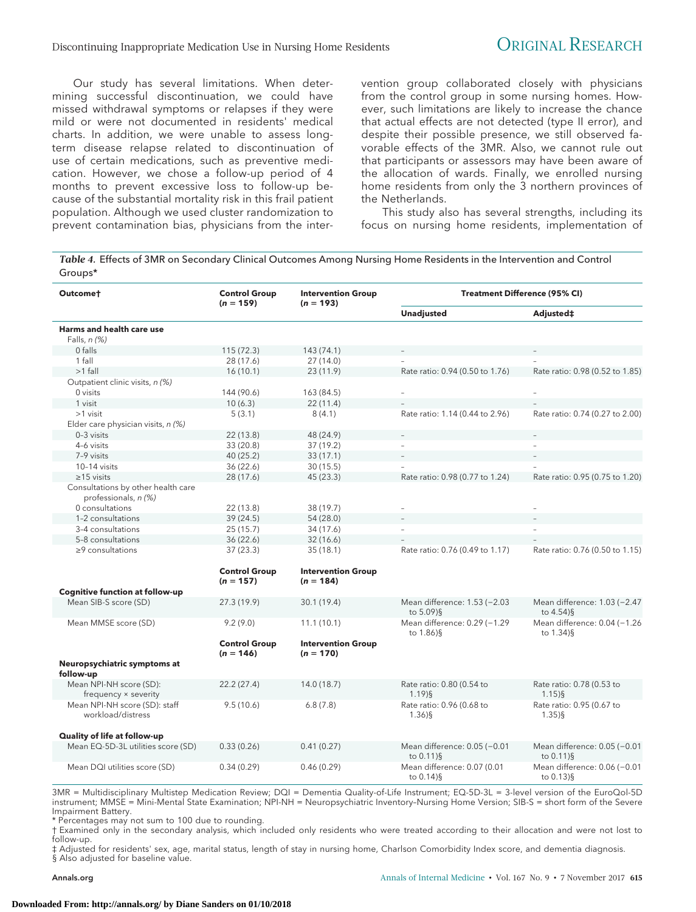Our study has several limitations. When determining successful discontinuation, we could have missed withdrawal symptoms or relapses if they were mild or were not documented in residents' medical charts. In addition, we were unable to assess long-term disease relapse related to discontinuation of use of certain medications, such as preventive medication. However, we chose a follow-up period of 4 months to prevent excessive loss to follow-up because of the substantial mortality risk in this frail patient population. Although we used cluster randomization to prevent contamination bias, physicians from the intervention group collaborated closely with physicians from the control group in some nursing homes. However, such limitations are likely to increase the chance that actual effects are not detected (type II error), and despite their possible presence, we still observed favorable effects of the 3MR. Also, we cannot rule out that participants or assessors may have been aware of the allocation of wards. Finally, we enrolled nursing home residents from only the 3 northern provinces of the Netherlands.

This study also has several strengths, including its focus on nursing home residents, implementation of

***Table 4.*** Effects of 3MR on Secondary Clinical Outcomes Among Nursing Home Residents in the Intervention and Control Groups*

| Outcome† | Control Group (n = 159) | Intervention Group (n = 193) | Treatment Difference (95% CI) | |
|---|---|---|---|---|
| | | | Unadjusted | Adjusted‡ |
| **Harms and health care use** | | | | |
| Falls, *n (%)* | | | | |
| 0 falls | 115 (72.3) | 143 (74.1) | – | – |
| 1 fall | 28 (17.6) | 27 (14.0) | – | – |
| >1 fall | 16 (10.1) | 23 (11.9) | Rate ratio: 0.94 (0.50 to 1.76) | Rate ratio: 0.98 (0.52 to 1.85) |
| Outpatient clinic visits, *n (%)* | | | | |
| 0 visits | 144 (90.6) | 163 (84.5) | – | – |
| 1 visit | 10 (6.3) | 22 (11.4) | – | – |
| >1 visit | 5 (3.1) | 8 (4.1) | Rate ratio: 1.14 (0.44 to 2.96) | Rate ratio: 0.74 (0.27 to 2.00) |
| Elder care physician visits, *n (%)* | | | | |
| 0–3 visits | 22 (13.8) | 48 (24.9) | – | – |
| 4–6 visits | 33 (20.8) | 37 (19.2) | – | – |
| 7–9 visits | 40 (25.2) | 33 (17.1) | – | – |
| 10–14 visits | 36 (22.6) | 30 (15.5) | – | – |
| ≥15 visits | 28 (17.6) | 45 (23.3) | Rate ratio: 0.98 (0.77 to 1.24) | Rate ratio: 0.95 (0.75 to 1.20) |
| Consultations by other health care professionals, *n (%)* | | | | |
| 0 consultations | 22 (13.8) | 38 (19.7) | – | – |
| 1–2 consultations | 39 (24.5) | 54 (28.0) | – | – |
| 3–4 consultations | 25 (15.7) | 34 (17.6) | – | – |
| 5–8 consultations | 36 (22.6) | 32 (16.6) | – | – |
| ≥9 consultations | 37 (23.3) | 35 (18.1) | Rate ratio: 0.76 (0.49 to 1.17) | Rate ratio: 0.76 (0.50 to 1.15) |
| | **Control Group (n = 157)** | **Intervention Group (n = 184)** | | |
| **Cognitive function at follow-up** | | | | |
| Mean SIB-S score (SD) | 27.3 (19.9) | 30.1 (19.4) | Mean difference: 1.53 (−2.03 to 5.09)§ | Mean difference: 1.03 (−2.47 to 4.54)§ |
| Mean MMSE score (SD) | 9.2 (9.0) | 11.1 (10.1) | Mean difference: 0.29 (−1.29 to 1.86)§ | Mean difference: 0.04 (−1.26 to 1.34)§ |
| | **Control Group (n = 146)** | **Intervention Group (n = 170)** | | |
| **Neuropsychiatric symptoms at follow-up** | | | | |
| Mean NPI-NH score (SD): frequency × severity | 22.2 (27.4) | 14.0 (18.7) | Rate ratio: 0.80 (0.54 to 1.19)§ | Rate ratio: 0.78 (0.53 to 1.15)§ |
| Mean NPI-NH score (SD): staff workload/distress | 9.5 (10.6) | 6.8 (7.8) | Rate ratio: 0.96 (0.68 to 1.36)§ | Rate ratio: 0.95 (0.67 to 1.35)§ |
| **Quality of life at follow-up** | | | | |
| Mean EQ-5D-3L utilities score (SD) | 0.33 (0.26) | 0.41 (0.27) | Mean difference: 0.05 (−0.01 to 0.11)§ | Mean difference: 0.05 (−0.01 to 0.11)§ |
| Mean DQI utilities score (SD) | 0.34 (0.29) | 0.46 (0.29) | Mean difference: 0.07 (0.01 to 0.14)§ | Mean difference: 0.06 (−0.01 to 0.13)§ |

3MR = Multidisciplinary Multistep Medication Review; DQI = Dementia Quality-of-Life Instrument; EQ-5D-3L = 3-level version of the EuroQol-5D instrument; MMSE = Mini-Mental State Examination; NPI-NH = Neuropsychiatric Inventory–Nursing Home Version; SIB-S = short form of the Severe Impairment Battery.

\* Percentages may not sum to 100 due to rounding.

† Examined only in the secondary analysis, which included only residents who were treated according to their allocation and were not lost to follow-up.

‡ Adjusted for residents' sex, age, marital status, length of stay in nursing home, Charlson Comorbidity Index score, and dementia diagnosis.

§ Also adjusted for baseline value.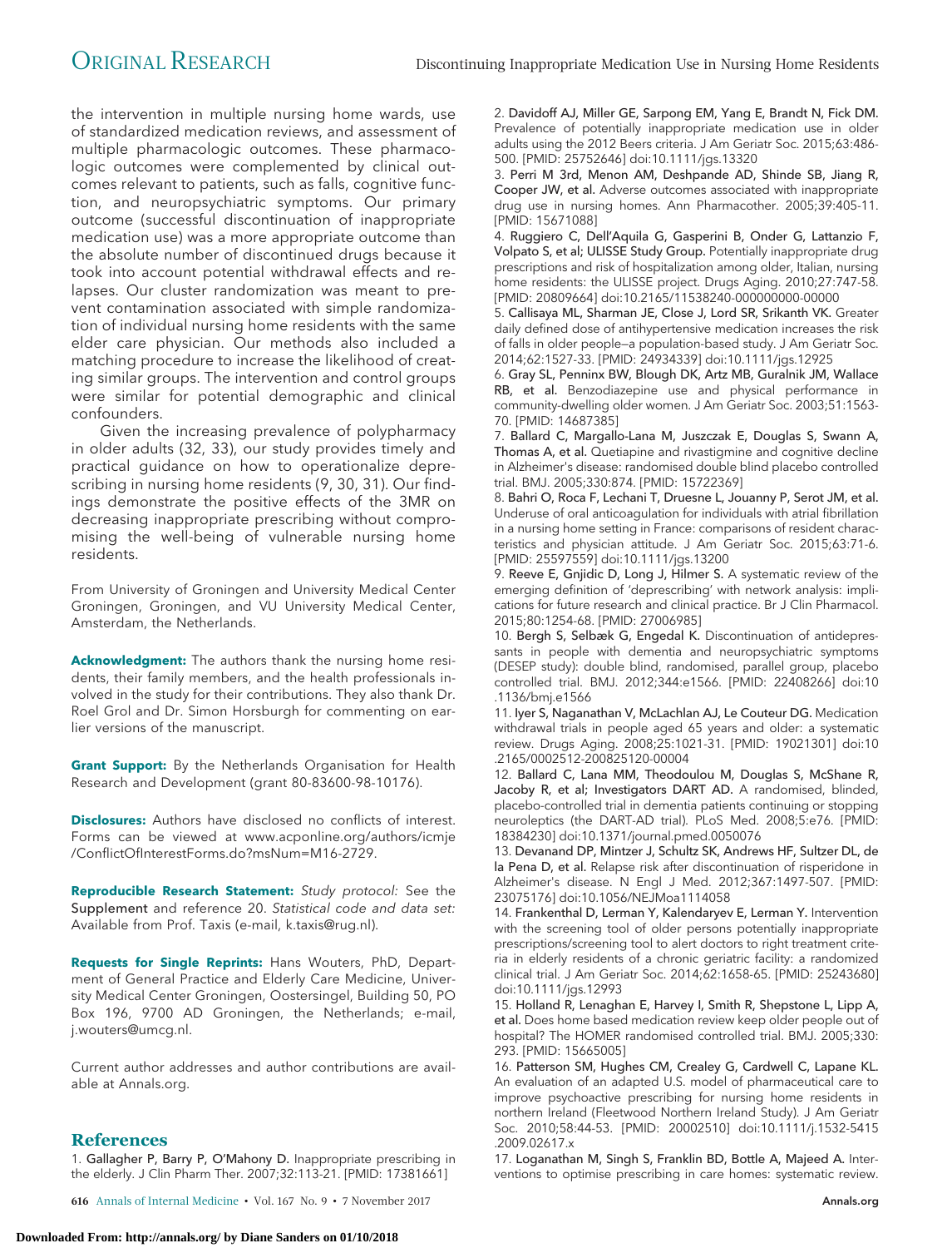the intervention in multiple nursing home wards, use of standardized medication reviews, and assessment of multiple pharmacologic outcomes. These pharmacologic outcomes were complemented by clinical outcomes relevant to patients, such as falls, cognitive function, and neuropsychiatric symptoms. Our primary outcome (successful discontinuation of inappropriate medication use) was a more appropriate outcome than the absolute number of discontinued drugs because it took into account potential withdrawal effects and relapses. Our cluster randomization was meant to prevent contamination associated with simple randomization of individual nursing home residents with the same elder care physician. Our methods also included a matching procedure to increase the likelihood of creating similar groups. The intervention and control groups were similar for potential demographic and clinical confounders.

Given the increasing prevalence of polypharmacy in older adults (32, 33), our study provides timely and practical guidance on how to operationalize deprescribing in nursing home residents (9, 30, 31). Our findings demonstrate the positive effects of the 3MR on decreasing inappropriate prescribing without compromising the well-being of vulnerable nursing home residents.

From University of Groningen and University Medical Center Groningen, Groningen, and VU University Medical Center, Amsterdam, the Netherlands.

**Acknowledgment:** The authors thank the nursing home residents, their family members, and the health professionals involved in the study for their contributions. They also thank Dr. Roel Grol and Dr. Simon Horsburgh for commenting on earlier versions of the manuscript.

**Grant Support:** By the Netherlands Organisation for Health Research and Development (grant 80-83600-98-10176).

**Disclosures:** Authors have disclosed no conflicts of interest. Forms can be viewed at www.acponline.org/authors/icmje/ConflictOfInterestForms.do?msNum=M16-2729.

**Reproducible Research Statement:** *Study protocol:* See the Supplement and reference 20. *Statistical code and data set:* Available from Prof. Taxis (e-mail, k.taxis@rug.nl).

**Requests for Single Reprints:** Hans Wouters, PhD, Department of General Practice and Elderly Care Medicine, University Medical Center Groningen, Oostersingel, Building 50, PO Box 196, 9700 AD Groningen, the Netherlands; e-mail, j.wouters@umcg.nl.

Current author addresses and author contributions are available at Annals.org.

## References

1. Gallagher P, Barry P, O'Mahony D. Inappropriate prescribing in the elderly. J Clin Pharm Ther. 2007;32:113-21. [PMID: 17381661]
2. Davidoff AJ, Miller GE, Sarpong EM, Yang E, Brandt N, Fick DM. Prevalence of potentially inappropriate medication use in older adults using the 2012 Beers criteria. J Am Geriatr Soc. 2015;63:486-500. [PMID: 25752646] doi:10.1111/jgs.13320
3. Perri M 3rd, Menon AM, Deshpande AD, Shinde SB, Jiang R, Cooper JW, et al. Adverse outcomes associated with inappropriate drug use in nursing homes. Ann Pharmacother. 2005;39:405-11. [PMID: 15671088]
4. Ruggiero C, Dell'Aquila G, Gasperini B, Onder G, Lattanzio F, Volpato S, et al; ULISSE Study Group. Potentially inappropriate drug prescriptions and risk of hospitalization among older, Italian, nursing home residents: the ULISSE project. Drugs Aging. 2010;27:747-58. [PMID: 20809664] doi:10.2165/11538240-000000000-00000
5. Callisaya ML, Sharman JE, Close J, Lord SR, Srikanth VK. Greater daily defined dose of antihypertensive medication increases the risk of falls in older people—a population-based study. J Am Geriatr Soc. 2014;62:1527-33. [PMID: 24934339] doi:10.1111/jgs.12925
6. Gray SL, Penninx BW, Blough DK, Artz MB, Guralnik JM, Wallace RB, et al. Benzodiazepine use and physical performance in community-dwelling older women. J Am Geriatr Soc. 2003;51:1563-70. [PMID: 14687385]
7. Ballard C, Margallo-Lana M, Juszczak E, Douglas S, Swann A, Thomas A, et al. Quetiapine and rivastigmine and cognitive decline in Alzheimer's disease: randomised double blind placebo controlled trial. BMJ. 2005;330:874. [PMID: 15722369]
8. Bahri O, Roca F, Lechani T, Druesne L, Jouanny P, Serot JM, et al. Underuse of oral anticoagulation for individuals with atrial fibrillation in a nursing home setting in France: comparisons of resident characteristics and physician attitude. J Am Geriatr Soc. 2015;63:71-6. [PMID: 25597559] doi:10.1111/jgs.13200
9. Reeve E, Gnjidic D, Long J, Hilmer S. A systematic review of the emerging definition of 'deprescribing' with network analysis: implications for future research and clinical practice. Br J Clin Pharmacol. 2015;80:1254-68. [PMID: 27006985]
10. Bergh S, Selbæk G, Engedal K. Discontinuation of antidepressants in people with dementia and neuropsychiatric symptoms (DESEP study): double blind, randomised, parallel group, placebo controlled trial. BMJ. 2012;344:e1566. [PMID: 22408266] doi:10.1136/bmj.e1566
11. Iyer S, Naganathan V, McLachlan AJ, Le Couteur DG. Medication withdrawal trials in people aged 65 years and older: a systematic review. Drugs Aging. 2008;25:1021-31. [PMID: 19021301] doi:10.2165/0002512-200825120-00004
12. Ballard C, Lana MM, Theodoulou M, Douglas S, McShane R, Jacoby R, et al; Investigators DART AD. A randomised, blinded, placebo-controlled trial in dementia patients continuing or stopping neuroleptics (the DART-AD trial). PLoS Med. 2008;5:e76. [PMID: 18384230] doi:10.1371/journal.pmed.0050076
13. Devanand DP, Mintzer J, Schultz SK, Andrews HF, Sultzer DL, de la Pena D, et al. Relapse risk after discontinuation of risperidone in Alzheimer's disease. N Engl J Med. 2012;367:1497-507. [PMID: 23075176] doi:10.1056/NEJMoa1114058
14. Frankenthal D, Lerman Y, Kalendaryev E, Lerman Y. Intervention with the screening tool of older persons potentially inappropriate prescriptions/screening tool to alert doctors to right treatment criteria in elderly residents of a chronic geriatric facility: a randomized clinical trial. J Am Geriatr Soc. 2014;62:1658-65. [PMID: 25243680] doi:10.1111/jgs.12993
15. Holland R, Lenaghan E, Harvey I, Smith R, Shepstone L, Lipp A, et al. Does home based medication review keep older people out of hospital? The HOMER randomised controlled trial. BMJ. 2005;330:293. [PMID: 15665005]
16. Patterson SM, Hughes CM, Crealey G, Cardwell C, Lapane KL. An evaluation of an adapted U.S. model of pharmaceutical care to improve psychoactive prescribing for nursing home residents in northern Ireland (Fleetwood Northern Ireland Study). J Am Geriatr Soc. 2010;58:44-53. [PMID: 20002510] doi:10.1111/j.1532-5415.2009.02617.x
17. Loganathan M, Singh S, Franklin BD, Bottle A, Majeed A. Interventions to optimise prescribing in care homes: systematic review.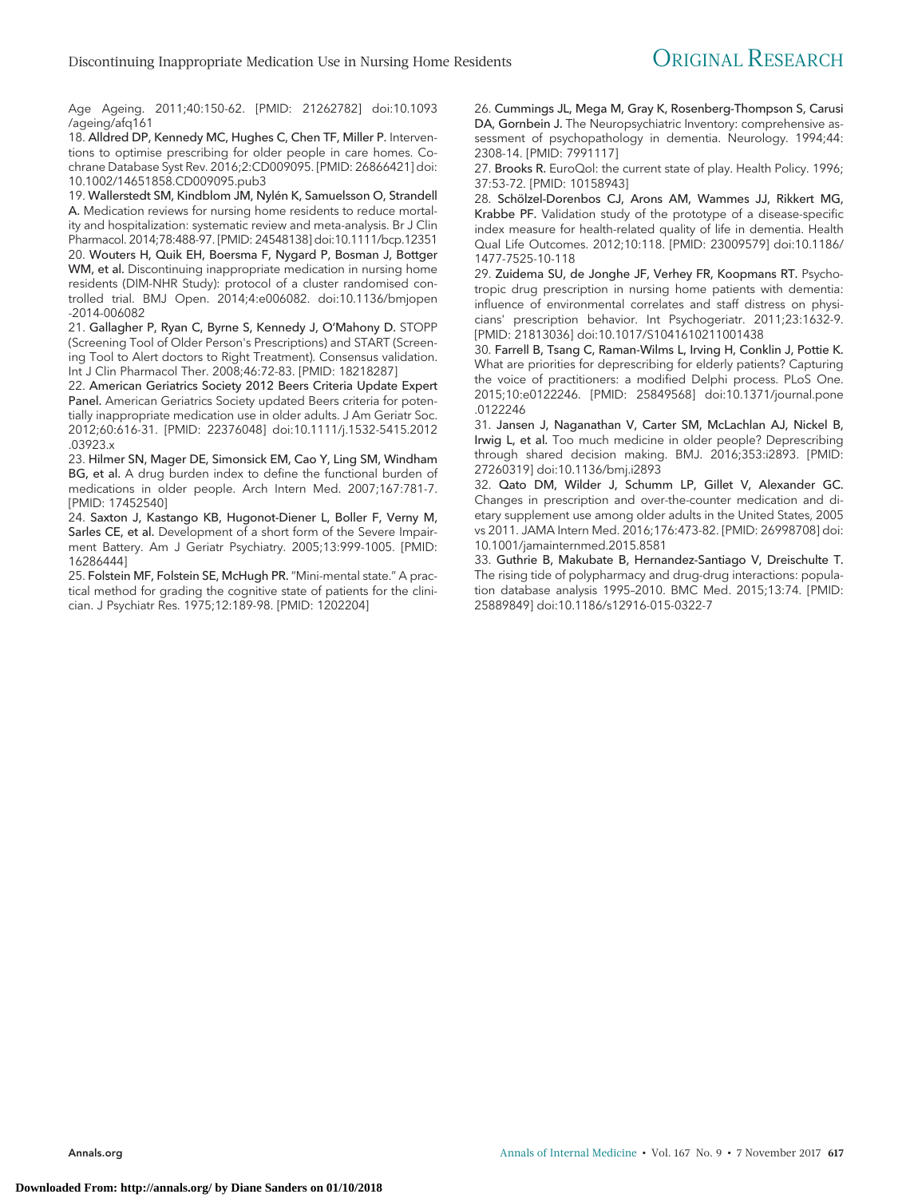Age Ageing. 2011;40:150-62. [PMID: 21262782] doi:10.1093/ageing/afq161

18. Alldred DP, Kennedy MC, Hughes C, Chen TF, Miller P. Interventions to optimise prescribing for older people in care homes. Cochrane Database Syst Rev. 2016;2:CD009095. [PMID: 26866421] doi:10.1002/14651858.CD009095.pub3

19. Wallerstedt SM, Kindblom JM, Nylén K, Samuelsson O, Strandell A. Medication reviews for nursing home residents to reduce mortality and hospitalization: systematic review and meta-analysis. Br J Clin Pharmacol. 2014;78:488-97. [PMID: 24548138] doi:10.1111/bcp.12351

20. Wouters H, Quik EH, Boersma F, Nygard P, Bosman J, Bottger WM, et al. Discontinuing inappropriate medication in nursing home residents (DIM-NHR Study): protocol of a cluster randomised controlled trial. BMJ Open. 2014;4:e006082. doi:10.1136/bmjopen-2014-006082

21. Gallagher P, Ryan C, Byrne S, Kennedy J, O'Mahony D. STOPP (Screening Tool of Older Person's Prescriptions) and START (Screening Tool to Alert doctors to Right Treatment). Consensus validation. Int J Clin Pharmacol Ther. 2008;46:72-83. [PMID: 18218287]

22. American Geriatrics Society 2012 Beers Criteria Update Expert Panel. American Geriatrics Society updated Beers criteria for potentially inappropriate medication use in older adults. J Am Geriatr Soc. 2012;60:616-31. [PMID: 22376048] doi:10.1111/j.1532-5415.2012.03923.x

23. Hilmer SN, Mager DE, Simonsick EM, Cao Y, Ling SM, Windham BG, et al. A drug burden index to define the functional burden of medications in older people. Arch Intern Med. 2007;167:781-7. [PMID: 17452540]

24. Saxton J, Kastango KB, Hugonot-Diener L, Boller F, Verny M, Sarles CE, et al. Development of a short form of the Severe Impairment Battery. Am J Geriatr Psychiatry. 2005;13:999-1005. [PMID: 16286444]

25. Folstein MF, Folstein SE, McHugh PR. "Mini-mental state." A practical method for grading the cognitive state of patients for the clinician. J Psychiatr Res. 1975;12:189-98. [PMID: 1202204]

26. Cummings JL, Mega M, Gray K, Rosenberg-Thompson S, Carusi DA, Gornbein J. The Neuropsychiatric Inventory: comprehensive assessment of psychopathology in dementia. Neurology. 1994;44:2308-14. [PMID: 7991117]

27. Brooks R. EuroQol: the current state of play. Health Policy. 1996;37:53-72. [PMID: 10158943]

28. Schölzel-Dorenbos CJ, Arons AM, Wammes JJ, Rikkert MG, Krabbe PF. Validation study of the prototype of a disease-specific index measure for health-related quality of life in dementia. Health Qual Life Outcomes. 2012;10:118. [PMID: 23009579] doi:10.1186/1477-7525-10-118

29. Zuidema SU, de Jonghe JF, Verhey FR, Koopmans RT. Psychotropic drug prescription in nursing home patients with dementia: influence of environmental correlates and staff distress on physicians' prescription behavior. Int Psychogeriatr. 2011;23:1632-9. [PMID: 21813036] doi:10.1017/S1041610211001438

30. Farrell B, Tsang C, Raman-Wilms L, Irving H, Conklin J, Pottie K. What are priorities for deprescribing for elderly patients? Capturing the voice of practitioners: a modified Delphi process. PLoS One. 2015;10:e0122246. [PMID: 25849568] doi:10.1371/journal.pone.0122246

31. Jansen J, Naganathan V, Carter SM, McLachlan AJ, Nickel B, Irwig L, et al. Too much medicine in older people? Deprescribing through shared decision making. BMJ. 2016;353:i2893. [PMID: 27260319] doi:10.1136/bmj.i2893

32. Qato DM, Wilder J, Schumm LP, Gillet V, Alexander GC. Changes in prescription and over-the-counter medication and dietary supplement use among older adults in the United States, 2005 vs 2011. JAMA Intern Med. 2016;176:473-82. [PMID: 26998708] doi:10.1001/jamainternmed.2015.8581

33. Guthrie B, Makubate B, Hernandez-Santiago V, Dreischulte T. The rising tide of polypharmacy and drug-drug interactions: population database analysis 1995–2010. BMC Med. 2015;13:74. [PMID: 25889849] doi:10.1186/s12916-015-0322-7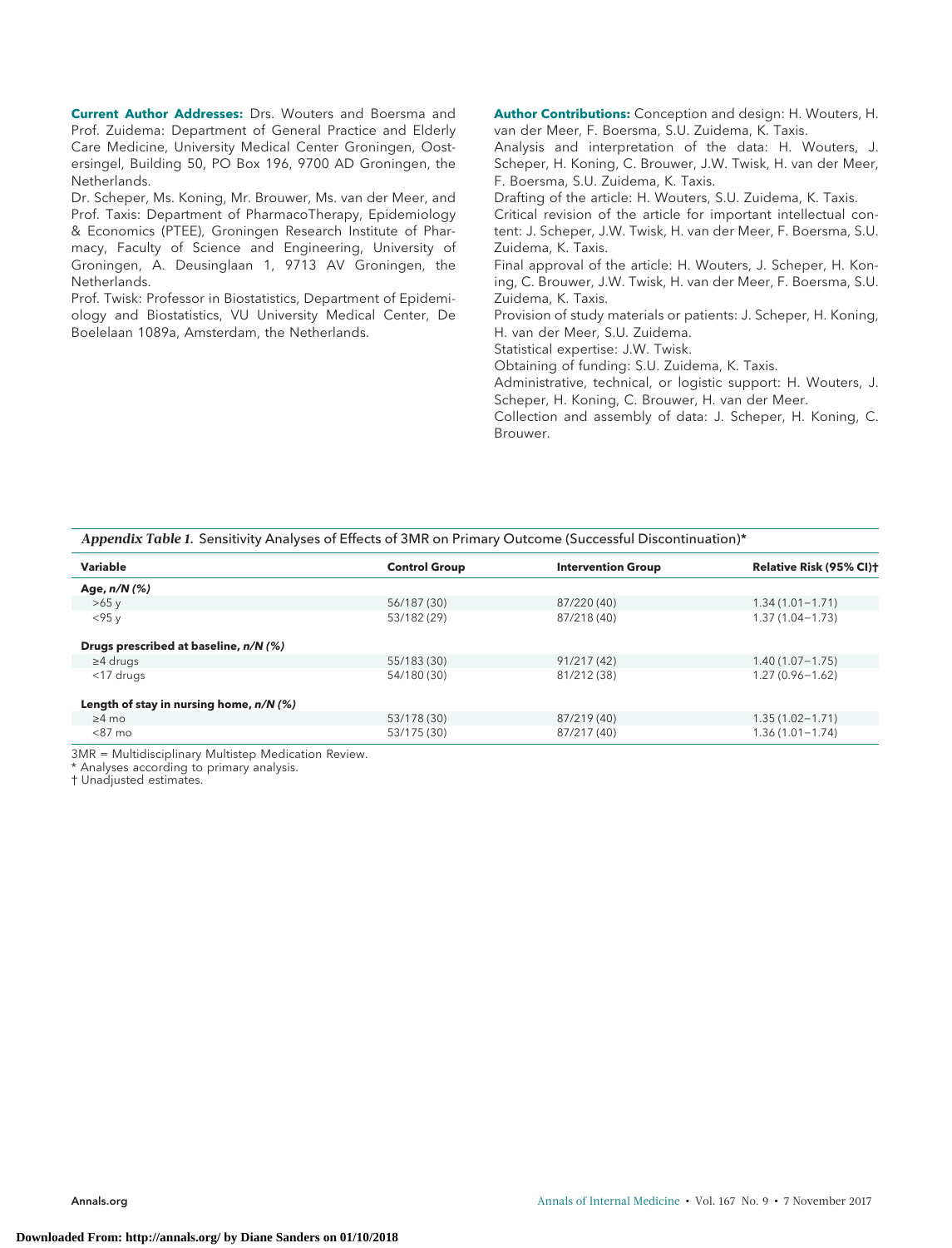**Current Author Addresses:** Drs. Wouters and Boersma and Prof. Zuidema: Department of General Practice and Elderly Care Medicine, University Medical Center Groningen, Oostersingel, Building 50, PO Box 196, 9700 AD Groningen, the Netherlands.

Dr. Scheper, Ms. Koning, Mr. Brouwer, Ms. van der Meer, and Prof. Taxis: Department of PharmacoTherapy, Epidemiology & Economics (PTEE), Groningen Research Institute of Pharmacy, Faculty of Science and Engineering, University of Groningen, A. Deusinglaan 1, 9713 AV Groningen, the Netherlands.

Prof. Twisk: Professor in Biostatistics, Department of Epidemiology and Biostatistics, VU University Medical Center, De Boelelaan 1089a, Amsterdam, the Netherlands.

**Author Contributions:** Conception and design: H. Wouters, H. van der Meer, F. Boersma, S.U. Zuidema, K. Taxis.

Analysis and interpretation of the data: H. Wouters, J. Scheper, H. Koning, C. Brouwer, J.W. Twisk, H. van der Meer, F. Boersma, S.U. Zuidema, K. Taxis.

Drafting of the article: H. Wouters, S.U. Zuidema, K. Taxis.

Critical revision of the article for important intellectual content: J. Scheper, J.W. Twisk, H. van der Meer, F. Boersma, S.U. Zuidema, K. Taxis.

Final approval of the article: H. Wouters, J. Scheper, H. Koning, C. Brouwer, J.W. Twisk, H. van der Meer, F. Boersma, S.U. Zuidema, K. Taxis.

Provision of study materials or patients: J. Scheper, H. Koning, H. van der Meer, S.U. Zuidema.

Statistical expertise: J.W. Twisk.

Obtaining of funding: S.U. Zuidema, K. Taxis.

Administrative, technical, or logistic support: H. Wouters, J. Scheper, H. Koning, C. Brouwer, H. van der Meer.

Collection and assembly of data: J. Scheper, H. Koning, C. Brouwer.

*Appendix Table 1.* Sensitivity Analyses of Effects of 3MR on Primary Outcome (Successful Discontinuation)*

| Variable | Control Group | Intervention Group | Relative Risk (95% CI)† |
|---|---|---|---|
| **Age, *n/N* (%)** | | | |
| >65 y | 56/187 (30) | 87/220 (40) | 1.34 (1.01–1.71) |
| <95 y | 53/182 (29) | 87/218 (40) | 1.37 (1.04–1.73) |
| **Drugs prescribed at baseline, *n/N* (%)** | | | |
| ≥4 drugs | 55/183 (30) | 91/217 (42) | 1.40 (1.07–1.75) |
| <17 drugs | 54/180 (30) | 81/212 (38) | 1.27 (0.96–1.62) |
| **Length of stay in nursing home, *n/N* (%)** | | | |
| ≥4 mo | 53/178 (30) | 87/219 (40) | 1.35 (1.02–1.71) |
| <87 mo | 53/175 (30) | 87/217 (40) | 1.36 (1.01–1.74) |

3MR = Multidisciplinary Multistep Medication Review.
* Analyses according to primary analysis.
† Unadjusted estimates.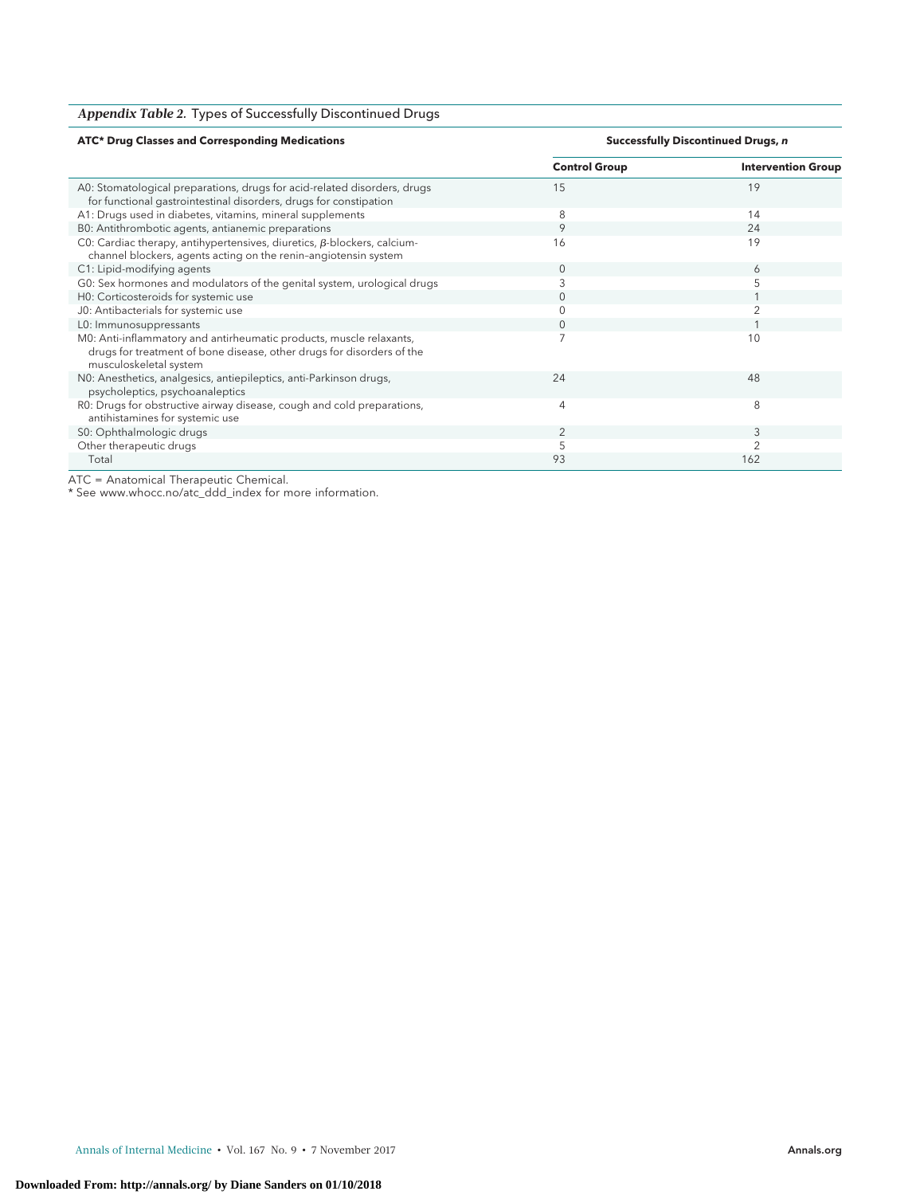*Appendix Table 2.* Types of Successfully Discontinued Drugs

| ATC* Drug Classes and Corresponding Medications | Successfully Discontinued Drugs, *n* | |
|---|---|---|
| | Control Group | Intervention Group |
| A0: Stomatological preparations, drugs for acid-related disorders, drugs for functional gastrointestinal disorders, drugs for constipation | 15 | 19 |
| A1: Drugs used in diabetes, vitamins, mineral supplements | 8 | 14 |
| B0: Antithrombotic agents, antianemic preparations | 9 | 24 |
| C0: Cardiac therapy, antihypertensives, diuretics, β-blockers, calcium-channel blockers, agents acting on the renin–angiotensin system | 16 | 19 |
| C1: Lipid-modifying agents | 0 | 6 |
| G0: Sex hormones and modulators of the genital system, urological drugs | 3 | 5 |
| H0: Corticosteroids for systemic use | 0 | 1 |
| J0: Antibacterials for systemic use | 0 | 2 |
| L0: Immunosuppressants | 0 | 1 |
| M0: Anti-inflammatory and antirheumatic products, muscle relaxants, drugs for treatment of bone disease, other drugs for disorders of the musculoskeletal system | 7 | 10 |
| N0: Anesthetics, analgesics, antiepileptics, anti-Parkinson drugs, psycholeptics, psychoanaleptics | 24 | 48 |
| R0: Drugs for obstructive airway disease, cough and cold preparations, antihistamines for systemic use | 4 | 8 |
| S0: Ophthalmologic drugs | 2 | 3 |
| Other therapeutic drugs | 5 | 2 |
| Total | 93 | 162 |

ATC = Anatomical Therapeutic Chemical.
* See www.whocc.no/atc_ddd_index for more information.